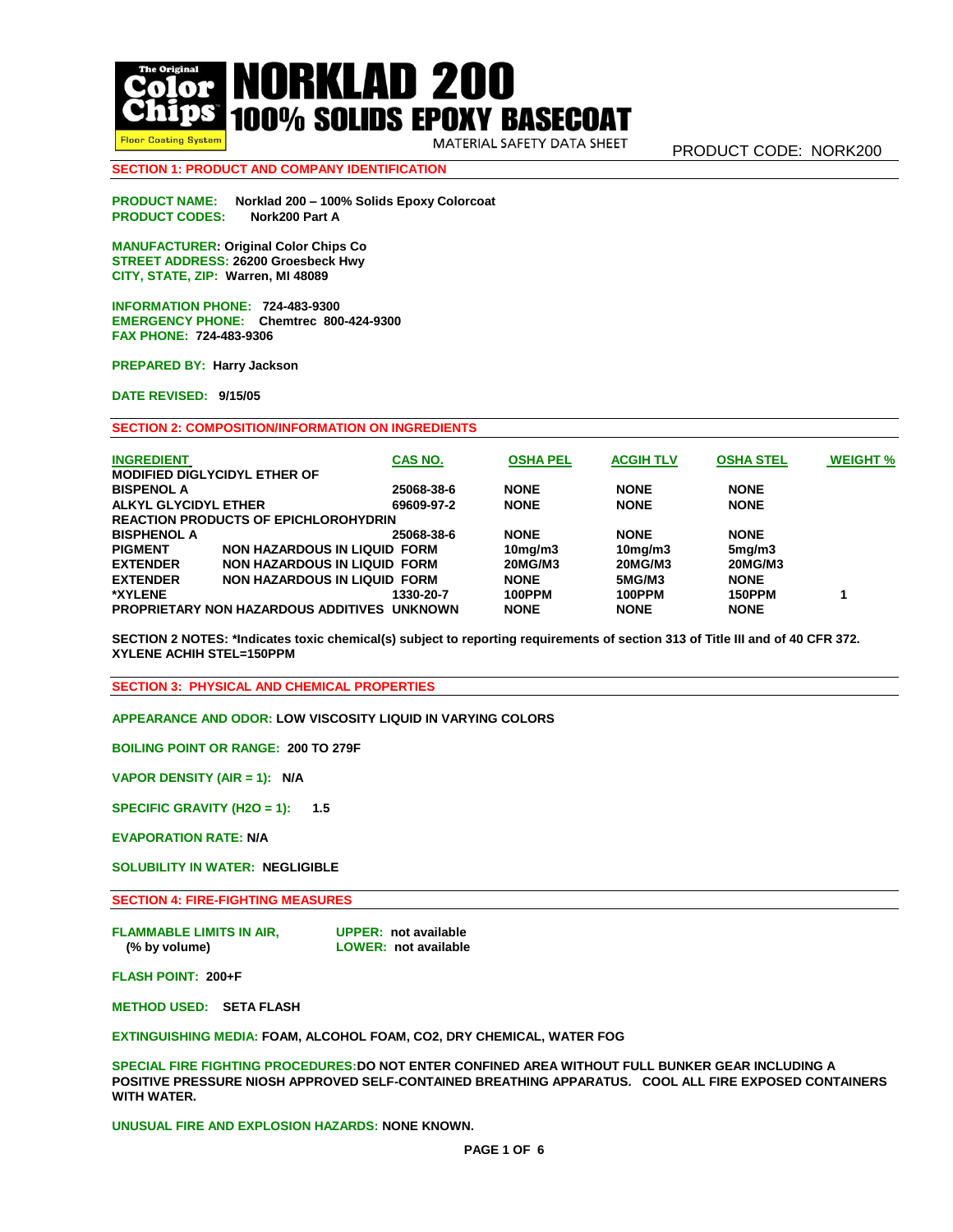# NORKLAD 200

## 100% SOLIDS EPOXY BASECOAT

MATERIAL SAFETY DATA SHEET

PRODUCT CODE: NORK200

## SECTION 1: PRODUCT AND COMPANY IDENTIFICATION

**PRODUCT NAME:** Norklad 200 – 100% Solids Epoxy Colorcoat
**PRODUCT CODES:** Nork200 Part A

**MANUFACTURER:** Original Color Chips Co
**STREET ADDRESS:** 26200 Groesbeck Hwy
**CITY, STATE, ZIP:** Warren, MI 48089

**INFORMATION PHONE:** 724-483-9300
**EMERGENCY PHONE:** Chemtrec 800-424-9300
**FAX PHONE:** 724-483-9306

**PREPARED BY:** Harry Jackson

**DATE REVISED:** 9/15/05

## SECTION 2: COMPOSITION/INFORMATION ON INGREDIENTS

| INGREDIENT | CAS NO. | OSHA PEL | ACGIH TLV | OSHA STEL | WEIGHT % |
|---|---|---|---|---|---|
| MODIFIED DIGLYCIDYL ETHER OF BISPENOL A | 25068-38-6 | NONE | NONE | NONE | |
| ALKYL GLYCIDYL ETHER | 69609-97-2 | NONE | NONE | NONE | |
| REACTION PRODUCTS OF EPICHLOROHYDRIN BISPHENOL A | 25068-38-6 | NONE | NONE | NONE | |
| PIGMENT NON HAZARDOUS IN LIQUID FORM | | 10mg/m3 | 10mg/m3 | 5mg/m3 | |
| EXTENDER NON HAZARDOUS IN LIQUID FORM | | 20MG/M3 | 20MG/M3 | 20MG/M3 | |
| EXTENDER NON HAZARDOUS IN LIQUID FORM | | NONE | 5MG/M3 | NONE | |
| *XYLENE | 1330-20-7 | 100PPM | 100PPM | 150PPM | 1 |
| PROPRIETARY NON HAZARDOUS ADDITIVES | UNKNOWN | NONE | NONE | NONE | |

**SECTION 2 NOTES: *Indicates toxic chemical(s) subject to reporting requirements of section 313 of Title III and of 40 CFR 372. XYLENE ACHIH STEL=150PPM**

## SECTION 3: PHYSICAL AND CHEMICAL PROPERTIES

**APPEARANCE AND ODOR:** LOW VISCOSITY LIQUID IN VARYING COLORS

**BOILING POINT OR RANGE:** 200 TO 279F

**VAPOR DENSITY (AIR = 1):** N/A

**SPECIFIC GRAVITY (H2O = 1):** 1.5

**EVAPORATION RATE:** N/A

**SOLUBILITY IN WATER:** NEGLIGIBLE

## SECTION 4: FIRE-FIGHTING MEASURES

**FLAMMABLE LIMITS IN AIR, (% by volume)** **UPPER:** not available **LOWER:** not available

**FLASH POINT:** 200+F

**METHOD USED:** SETA FLASH

**EXTINGUISHING MEDIA:** FOAM, ALCOHOL FOAM, CO2, DRY CHEMICAL, WATER FOG

**SPECIAL FIRE FIGHTING PROCEDURES:** DO NOT ENTER CONFINED AREA WITHOUT FULL BUNKER GEAR INCLUDING A POSITIVE PRESSURE NIOSH APPROVED SELF-CONTAINED BREATHING APPARATUS. COOL ALL FIRE EXPOSED CONTAINERS WITH WATER.

**UNUSUAL FIRE AND EXPLOSION HAZARDS:** NONE KNOWN.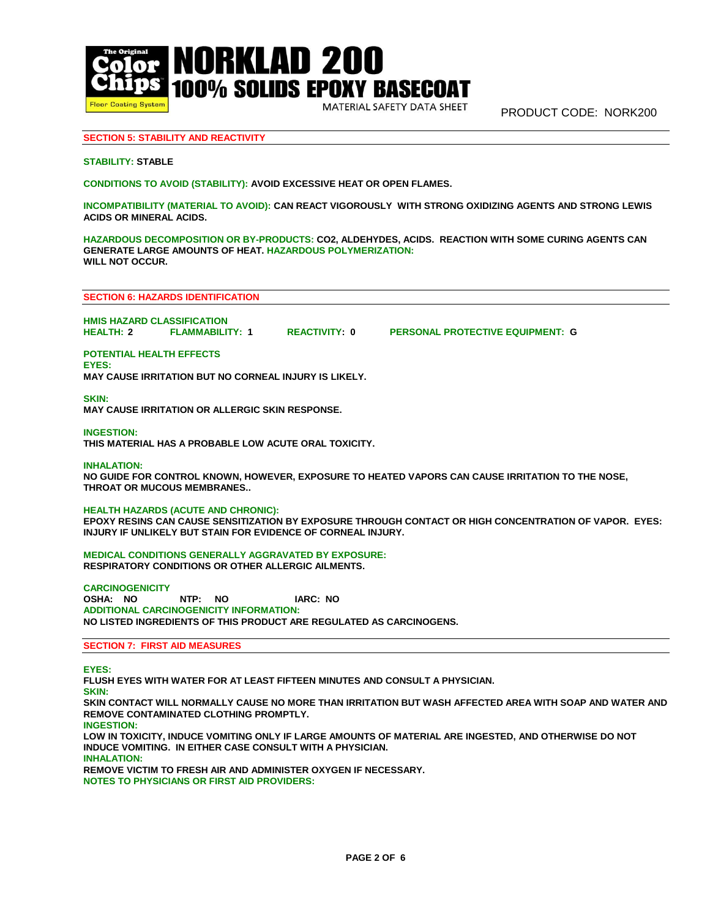NORKLAD 200
100% SOLIDS EPOXY BASECOAT
MATERIAL SAFETY DATA SHEET

PRODUCT CODE: NORK200

## SECTION 5: STABILITY AND REACTIVITY

**STABILITY:** STABLE

**CONDITIONS TO AVOID (STABILITY):** AVOID EXCESSIVE HEAT OR OPEN FLAMES.

**INCOMPATIBILITY (MATERIAL TO AVOID):** CAN REACT VIGOROUSLY WITH STRONG OXIDIZING AGENTS AND STRONG LEWIS ACIDS OR MINERAL ACIDS.

**HAZARDOUS DECOMPOSITION OR BY-PRODUCTS:** CO2, ALDEHYDES, ACIDS. REACTION WITH SOME CURING AGENTS CAN GENERATE LARGE AMOUNTS OF HEAT. **HAZARDOUS POLYMERIZATION:** WILL NOT OCCUR.

## SECTION 6: HAZARDS IDENTIFICATION

**HMIS HAZARD CLASSIFICATION**

**HEALTH:** 2 **FLAMMABILITY:** 1 **REACTIVITY:** 0 **PERSONAL PROTECTIVE EQUIPMENT:** G

**POTENTIAL HEALTH EFFECTS**

**EYES:**
MAY CAUSE IRRITATION BUT NO CORNEAL INJURY IS LIKELY.

**SKIN:**
MAY CAUSE IRRITATION OR ALLERGIC SKIN RESPONSE.

**INGESTION:**
THIS MATERIAL HAS A PROBABLE LOW ACUTE ORAL TOXICITY.

**INHALATION:**
NO GUIDE FOR CONTROL KNOWN, HOWEVER, EXPOSURE TO HEATED VAPORS CAN CAUSE IRRITATION TO THE NOSE, THROAT OR MUCOUS MEMBRANES..

**HEALTH HAZARDS (ACUTE AND CHRONIC):**
EPOXY RESINS CAN CAUSE SENSITIZATION BY EXPOSURE THROUGH CONTACT OR HIGH CONCENTRATION OF VAPOR. EYES: INJURY IF UNLIKELY BUT STAIN FOR EVIDENCE OF CORNEAL INJURY.

**MEDICAL CONDITIONS GENERALLY AGGRAVATED BY EXPOSURE:**
RESPIRATORY CONDITIONS OR OTHER ALLERGIC AILMENTS.

**CARCINOGENICITY**

OSHA: NO NTP: NO IARC: NO

**ADDITIONAL CARCINOGENICITY INFORMATION:**
NO LISTED INGREDIENTS OF THIS PRODUCT ARE REGULATED AS CARCINOGENS.

## SECTION 7: FIRST AID MEASURES

**EYES:**
FLUSH EYES WITH WATER FOR AT LEAST FIFTEEN MINUTES AND CONSULT A PHYSICIAN.

**SKIN:**
SKIN CONTACT WILL NORMALLY CAUSE NO MORE THAN IRRITATION BUT WASH AFFECTED AREA WITH SOAP AND WATER AND REMOVE CONTAMINATED CLOTHING PROMPTLY.

**INGESTION:**
LOW IN TOXICITY, INDUCE VOMITING ONLY IF LARGE AMOUNTS OF MATERIAL ARE INGESTED, AND OTHERWISE DO NOT INDUCE VOMITING. IN EITHER CASE CONSULT WITH A PHYSICIAN.

**INHALATION:**
REMOVE VICTIM TO FRESH AIR AND ADMINISTER OXYGEN IF NECESSARY.

**NOTES TO PHYSICIANS OR FIRST AID PROVIDERS:**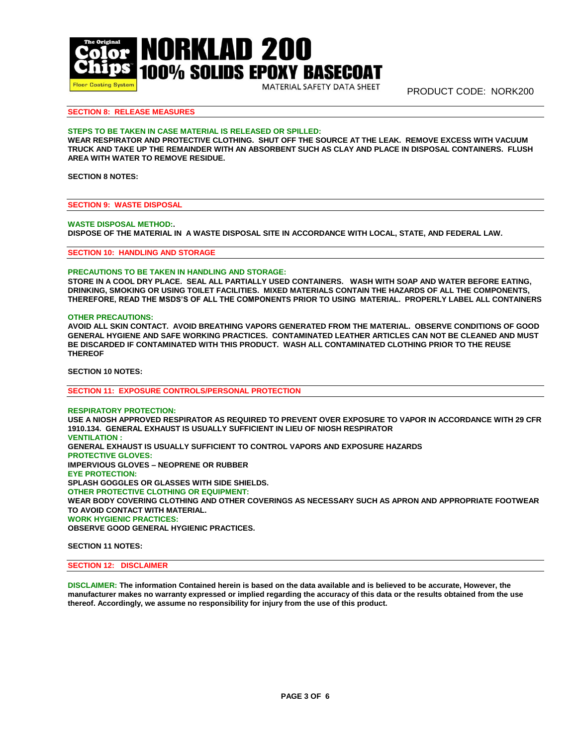## SECTION 8: RELEASE MEASURES

**STEPS TO BE TAKEN IN CASE MATERIAL IS RELEASED OR SPILLED:**
**WEAR RESPIRATOR AND PROTECTIVE CLOTHING. SHUT OFF THE SOURCE AT THE LEAK. REMOVE EXCESS WITH VACUUM TRUCK AND TAKE UP THE REMAINDER WITH AN ABSORBENT SUCH AS CLAY AND PLACE IN DISPOSAL CONTAINERS. FLUSH AREA WITH WATER TO REMOVE RESIDUE.**

**SECTION 8 NOTES:**

## SECTION 9: WASTE DISPOSAL

**WASTE DISPOSAL METHOD:.**
**DISPOSE OF THE MATERIAL IN A WASTE DISPOSAL SITE IN ACCORDANCE WITH LOCAL, STATE, AND FEDERAL LAW.**

## SECTION 10: HANDLING AND STORAGE

**PRECAUTIONS TO BE TAKEN IN HANDLING AND STORAGE:**
**STORE IN A COOL DRY PLACE. SEAL ALL PARTIALLY USED CONTAINERS. WASH WITH SOAP AND WATER BEFORE EATING, DRINKING, SMOKING OR USING TOILET FACILITIES. MIXED MATERIALS CONTAIN THE HAZARDS OF ALL THE COMPONENTS, THEREFORE, READ THE MSDS'S OF ALL THE COMPONENTS PRIOR TO USING MATERIAL. PROPERLY LABEL ALL CONTAINERS**

**OTHER PRECAUTIONS:**
**AVOID ALL SKIN CONTACT. AVOID BREATHING VAPORS GENERATED FROM THE MATERIAL. OBSERVE CONDITIONS OF GOOD GENERAL HYGIENE AND SAFE WORKING PRACTICES. CONTAMINATED LEATHER ARTICLES CAN NOT BE CLEANED AND MUST BE DISCARDED IF CONTAMINATED WITH THIS PRODUCT. WASH ALL CONTAMINATED CLOTHING PRIOR TO THE REUSE THEREOF**

**SECTION 10 NOTES:**

## SECTION 11: EXPOSURE CONTROLS/PERSONAL PROTECTION

**RESPIRATORY PROTECTION:**
**USE A NIOSH APPROVED RESPIRATOR AS REQUIRED TO PREVENT OVER EXPOSURE TO VAPOR IN ACCORDANCE WITH 29 CFR 1910.134. GENERAL EXHAUST IS USUALLY SUFFICIENT IN LIEU OF NIOSH RESPIRATOR**
**VENTILATION :**
**GENERAL EXHAUST IS USUALLY SUFFICIENT TO CONTROL VAPORS AND EXPOSURE HAZARDS**
**PROTECTIVE GLOVES:**
**IMPERVIOUS GLOVES – NEOPRENE OR RUBBER**
**EYE PROTECTION:**
**SPLASH GOGGLES OR GLASSES WITH SIDE SHIELDS.**
**OTHER PROTECTIVE CLOTHING OR EQUIPMENT:**
**WEAR BODY COVERING CLOTHING AND OTHER COVERINGS AS NECESSARY SUCH AS APRON AND APPROPRIATE FOOTWEAR TO AVOID CONTACT WITH MATERIAL.**
**WORK HYGIENIC PRACTICES:**
**OBSERVE GOOD GENERAL HYGIENIC PRACTICES.**

**SECTION 11 NOTES:**

## SECTION 12: DISCLAIMER

**DISCLAIMER: The information Contained herein is based on the data available and is believed to be accurate, However, the manufacturer makes no warranty expressed or implied regarding the accuracy of this data or the results obtained from the use thereof. Accordingly, we assume no responsibility for injury from the use of this product.**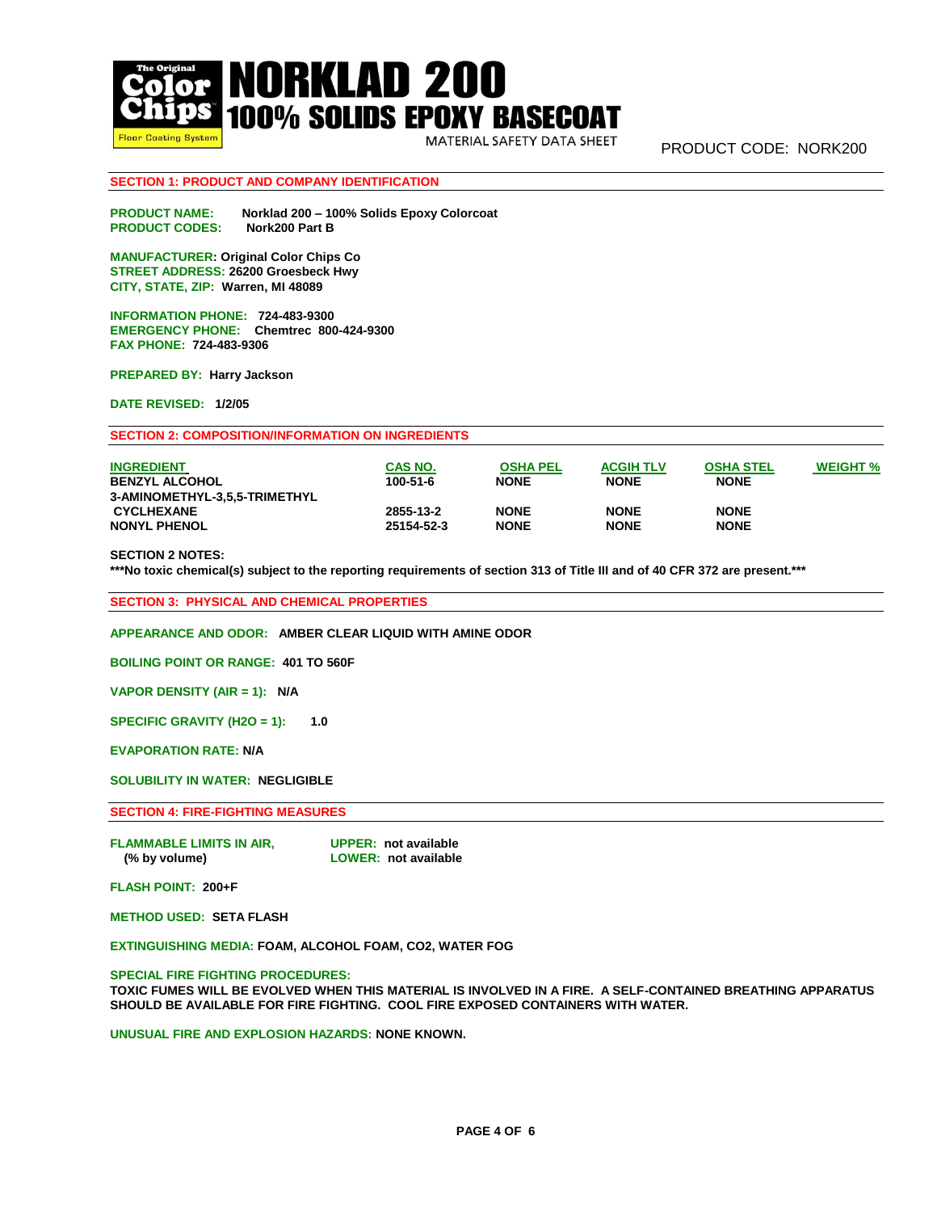# NORKLAD 200 100% SOLIDS EPOXY BASECOAT

MATERIAL SAFETY DATA SHEET

PRODUCT CODE: NORK200

## SECTION 1: PRODUCT AND COMPANY IDENTIFICATION

**PRODUCT NAME:** Norklad 200 – 100% Solids Epoxy Colorcoat
**PRODUCT CODES:** Nork200 Part B

**MANUFACTURER:** Original Color Chips Co
**STREET ADDRESS:** 26200 Groesbeck Hwy
**CITY, STATE, ZIP:** Warren, MI 48089

**INFORMATION PHONE:** 724-483-9300
**EMERGENCY PHONE:** Chemtrec 800-424-9300
**FAX PHONE:** 724-483-9306

**PREPARED BY:** Harry Jackson

**DATE REVISED:** 1/2/05

## SECTION 2: COMPOSITION/INFORMATION ON INGREDIENTS

| INGREDIENT | CAS NO. | OSHA PEL | ACGIH TLV | OSHA STEL | WEIGHT % |
|---|---|---|---|---|---|
| BENZYL ALCOHOL | 100-51-6 | NONE | NONE | NONE | |
| 3-AMINOMETHYL-3,5,5-TRIMETHYL CYCLHEXANE | 2855-13-2 | NONE | NONE | NONE | |
| NONYL PHENOL | 25154-52-3 | NONE | NONE | NONE | |

**SECTION 2 NOTES:**
***No toxic chemical(s) subject to the reporting requirements of section 313 of Title III and of 40 CFR 372 are present.***

## SECTION 3: PHYSICAL AND CHEMICAL PROPERTIES

**APPEARANCE AND ODOR:** AMBER CLEAR LIQUID WITH AMINE ODOR

**BOILING POINT OR RANGE:** 401 TO 560F

**VAPOR DENSITY (AIR = 1):** N/A

**SPECIFIC GRAVITY (H2O = 1):** 1.0

**EVAPORATION RATE:** N/A

**SOLUBILITY IN WATER:** NEGLIGIBLE

## SECTION 4: FIRE-FIGHTING MEASURES

**FLAMMABLE LIMITS IN AIR, (% by volume)**
**UPPER:** not available
**LOWER:** not available

**FLASH POINT:** 200+F

**METHOD USED:** SETA FLASH

**EXTINGUISHING MEDIA:** FOAM, ALCOHOL FOAM, CO2, WATER FOG

**SPECIAL FIRE FIGHTING PROCEDURES:**
TOXIC FUMES WILL BE EVOLVED WHEN THIS MATERIAL IS INVOLVED IN A FIRE. A SELF-CONTAINED BREATHING APPARATUS SHOULD BE AVAILABLE FOR FIRE FIGHTING. COOL FIRE EXPOSED CONTAINERS WITH WATER.

**UNUSUAL FIRE AND EXPLOSION HAZARDS:** NONE KNOWN.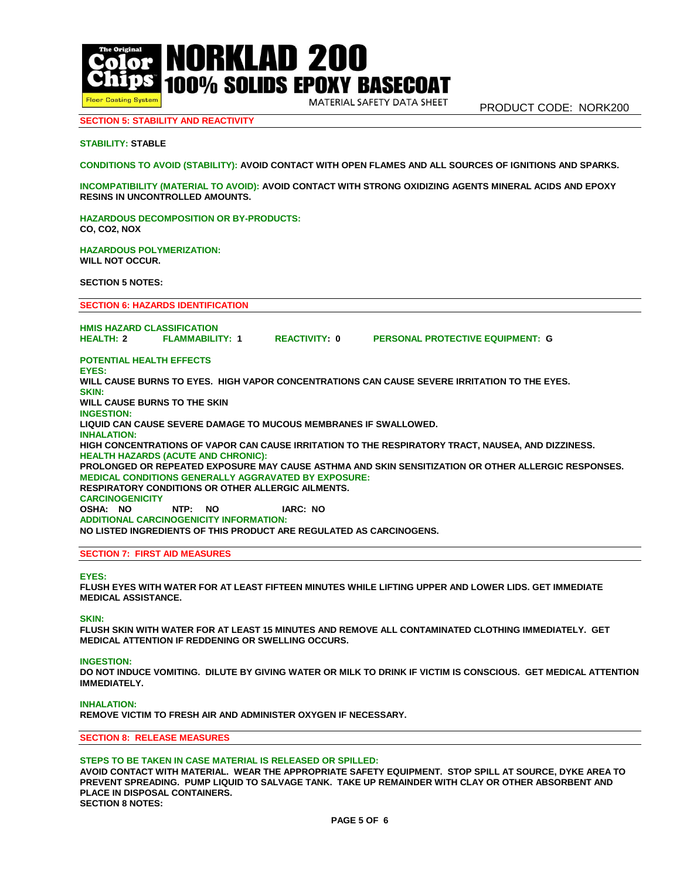## SECTION 5: STABILITY AND REACTIVITY

**STABILITY:** STABLE

**CONDITIONS TO AVOID (STABILITY):** AVOID CONTACT WITH OPEN FLAMES AND ALL SOURCES OF IGNITIONS AND SPARKS.

**INCOMPATIBILITY (MATERIAL TO AVOID):** AVOID CONTACT WITH STRONG OXIDIZING AGENTS MINERAL ACIDS AND EPOXY RESINS IN UNCONTROLLED AMOUNTS.

**HAZARDOUS DECOMPOSITION OR BY-PRODUCTS:**
CO, CO2, NOX

**HAZARDOUS POLYMERIZATION:**
WILL NOT OCCUR.

**SECTION 5 NOTES:**

## SECTION 6: HAZARDS IDENTIFICATION

**HMIS HAZARD CLASSIFICATION**

**HEALTH:** 2 **FLAMMABILITY:** 1 **REACTIVITY:** 0 **PERSONAL PROTECTIVE EQUIPMENT:** G

**POTENTIAL HEALTH EFFECTS**

**EYES:**
WILL CAUSE BURNS TO EYES. HIGH VAPOR CONCENTRATIONS CAN CAUSE SEVERE IRRITATION TO THE EYES.

**SKIN:**
WILL CAUSE BURNS TO THE SKIN

**INGESTION:**
LIQUID CAN CAUSE SEVERE DAMAGE TO MUCOUS MEMBRANES IF SWALLOWED.

**INHALATION:**
HIGH CONCENTRATIONS OF VAPOR CAN CAUSE IRRITATION TO THE RESPIRATORY TRACT, NAUSEA, AND DIZZINESS.

**HEALTH HAZARDS (ACUTE AND CHRONIC):**
PROLONGED OR REPEATED EXPOSURE MAY CAUSE ASTHMA AND SKIN SENSITIZATION OR OTHER ALLERGIC RESPONSES.

**MEDICAL CONDITIONS GENERALLY AGGRAVATED BY EXPOSURE:**
RESPIRATORY CONDITIONS OR OTHER ALLERGIC AILMENTS.

**CARCINOGENICITY**

**OSHA:** NO **NTP:** NO **IARC:** NO

**ADDITIONAL CARCINOGENICITY INFORMATION:**
NO LISTED INGREDIENTS OF THIS PRODUCT ARE REGULATED AS CARCINOGENS.

## SECTION 7: FIRST AID MEASURES

**EYES:**
FLUSH EYES WITH WATER FOR AT LEAST FIFTEEN MINUTES WHILE LIFTING UPPER AND LOWER LIDS. GET IMMEDIATE MEDICAL ASSISTANCE.

**SKIN:**
FLUSH SKIN WITH WATER FOR AT LEAST 15 MINUTES AND REMOVE ALL CONTAMINATED CLOTHING IMMEDIATELY. GET MEDICAL ATTENTION IF REDDENING OR SWELLING OCCURS.

**INGESTION:**
DO NOT INDUCE VOMITING. DILUTE BY GIVING WATER OR MILK TO DRINK IF VICTIM IS CONSCIOUS. GET MEDICAL ATTENTION IMMEDIATELY.

**INHALATION:**
REMOVE VICTIM TO FRESH AIR AND ADMINISTER OXYGEN IF NECESSARY.

## SECTION 8: RELEASE MEASURES

**STEPS TO BE TAKEN IN CASE MATERIAL IS RELEASED OR SPILLED:**
AVOID CONTACT WITH MATERIAL. WEAR THE APPROPRIATE SAFETY EQUIPMENT. STOP SPILL AT SOURCE, DYKE AREA TO PREVENT SPREADING. PUMP LIQUID TO SALVAGE TANK. TAKE UP REMAINDER WITH CLAY OR OTHER ABSORBENT AND PLACE IN DISPOSAL CONTAINERS.

**SECTION 8 NOTES:**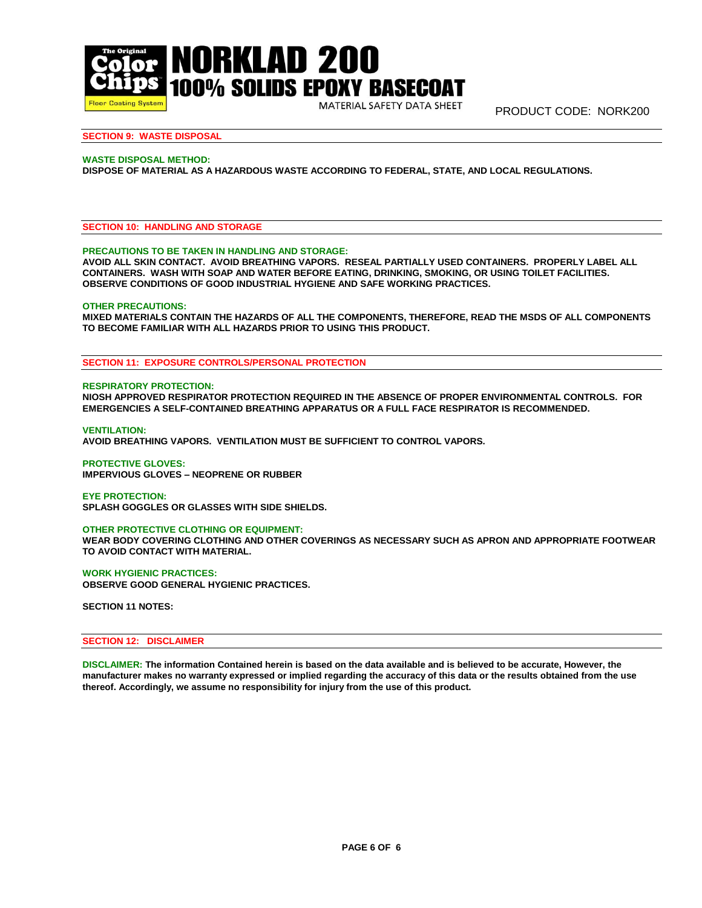## SECTION 9: WASTE DISPOSAL

**WASTE DISPOSAL METHOD:**
**DISPOSE OF MATERIAL AS A HAZARDOUS WASTE ACCORDING TO FEDERAL, STATE, AND LOCAL REGULATIONS.**

## SECTION 10: HANDLING AND STORAGE

**PRECAUTIONS TO BE TAKEN IN HANDLING AND STORAGE:**
**AVOID ALL SKIN CONTACT. AVOID BREATHING VAPORS. RESEAL PARTIALLY USED CONTAINERS. PROPERLY LABEL ALL CONTAINERS. WASH WITH SOAP AND WATER BEFORE EATING, DRINKING, SMOKING, OR USING TOILET FACILITIES. OBSERVE CONDITIONS OF GOOD INDUSTRIAL HYGIENE AND SAFE WORKING PRACTICES.**

**OTHER PRECAUTIONS:**
**MIXED MATERIALS CONTAIN THE HAZARDS OF ALL THE COMPONENTS, THEREFORE, READ THE MSDS OF ALL COMPONENTS TO BECOME FAMILIAR WITH ALL HAZARDS PRIOR TO USING THIS PRODUCT.**

## SECTION 11: EXPOSURE CONTROLS/PERSONAL PROTECTION

**RESPIRATORY PROTECTION:**
**NIOSH APPROVED RESPIRATOR PROTECTION REQUIRED IN THE ABSENCE OF PROPER ENVIRONMENTAL CONTROLS. FOR EMERGENCIES A SELF-CONTAINED BREATHING APPARATUS OR A FULL FACE RESPIRATOR IS RECOMMENDED.**

**VENTILATION:**
**AVOID BREATHING VAPORS. VENTILATION MUST BE SUFFICIENT TO CONTROL VAPORS.**

**PROTECTIVE GLOVES:**
**IMPERVIOUS GLOVES – NEOPRENE OR RUBBER**

**EYE PROTECTION:**
**SPLASH GOGGLES OR GLASSES WITH SIDE SHIELDS.**

**OTHER PROTECTIVE CLOTHING OR EQUIPMENT:**
**WEAR BODY COVERING CLOTHING AND OTHER COVERINGS AS NECESSARY SUCH AS APRON AND APPROPRIATE FOOTWEAR TO AVOID CONTACT WITH MATERIAL.**

**WORK HYGIENIC PRACTICES:**
**OBSERVE GOOD GENERAL HYGIENIC PRACTICES.**

**SECTION 11 NOTES:**

## SECTION 12: DISCLAIMER

**DISCLAIMER: The information Contained herein is based on the data available and is believed to be accurate, However, the manufacturer makes no warranty expressed or implied regarding the accuracy of this data or the results obtained from the use thereof. Accordingly, we assume no responsibility for injury from the use of this product.**